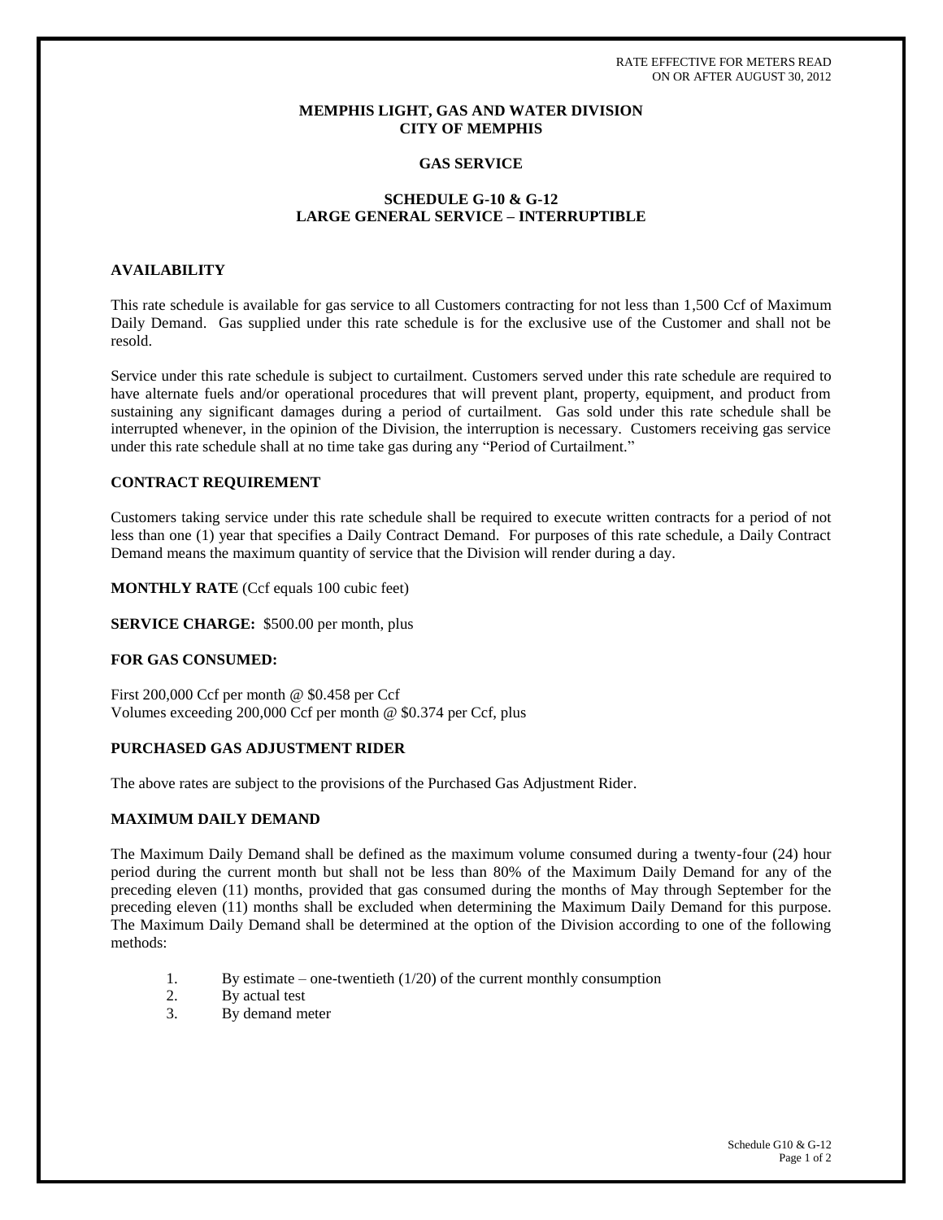RATE EFFECTIVE FOR METERS READ
ON OR AFTER AUGUST 30, 2012

# MEMPHIS LIGHT, GAS AND WATER DIVISION
# CITY OF MEMPHIS

## GAS SERVICE

## SCHEDULE G-10 & G-12
## LARGE GENERAL SERVICE – INTERRUPTIBLE

### AVAILABILITY

This rate schedule is available for gas service to all Customers contracting for not less than 1,500 Ccf of Maximum Daily Demand. Gas supplied under this rate schedule is for the exclusive use of the Customer and shall not be resold.

Service under this rate schedule is subject to curtailment. Customers served under this rate schedule are required to have alternate fuels and/or operational procedures that will prevent plant, property, equipment, and product from sustaining any significant damages during a period of curtailment. Gas sold under this rate schedule shall be interrupted whenever, in the opinion of the Division, the interruption is necessary. Customers receiving gas service under this rate schedule shall at no time take gas during any "Period of Curtailment."

### CONTRACT REQUIREMENT

Customers taking service under this rate schedule shall be required to execute written contracts for a period of not less than one (1) year that specifies a Daily Contract Demand. For purposes of this rate schedule, a Daily Contract Demand means the maximum quantity of service that the Division will render during a day.

**MONTHLY RATE** (Ccf equals 100 cubic feet)

**SERVICE CHARGE:** $500.00 per month, plus

### FOR GAS CONSUMED:

First 200,000 Ccf per month @ $0.458 per Ccf
Volumes exceeding 200,000 Ccf per month @ $0.374 per Ccf, plus

### PURCHASED GAS ADJUSTMENT RIDER

The above rates are subject to the provisions of the Purchased Gas Adjustment Rider.

### MAXIMUM DAILY DEMAND

The Maximum Daily Demand shall be defined as the maximum volume consumed during a twenty-four (24) hour period during the current month but shall not be less than 80% of the Maximum Daily Demand for any of the preceding eleven (11) months, provided that gas consumed during the months of May through September for the preceding eleven (11) months shall be excluded when determining the Maximum Daily Demand for this purpose. The Maximum Daily Demand shall be determined at the option of the Division according to one of the following methods:

1. By estimate – one-twentieth (1/20) of the current monthly consumption
2. By actual test
3. By demand meter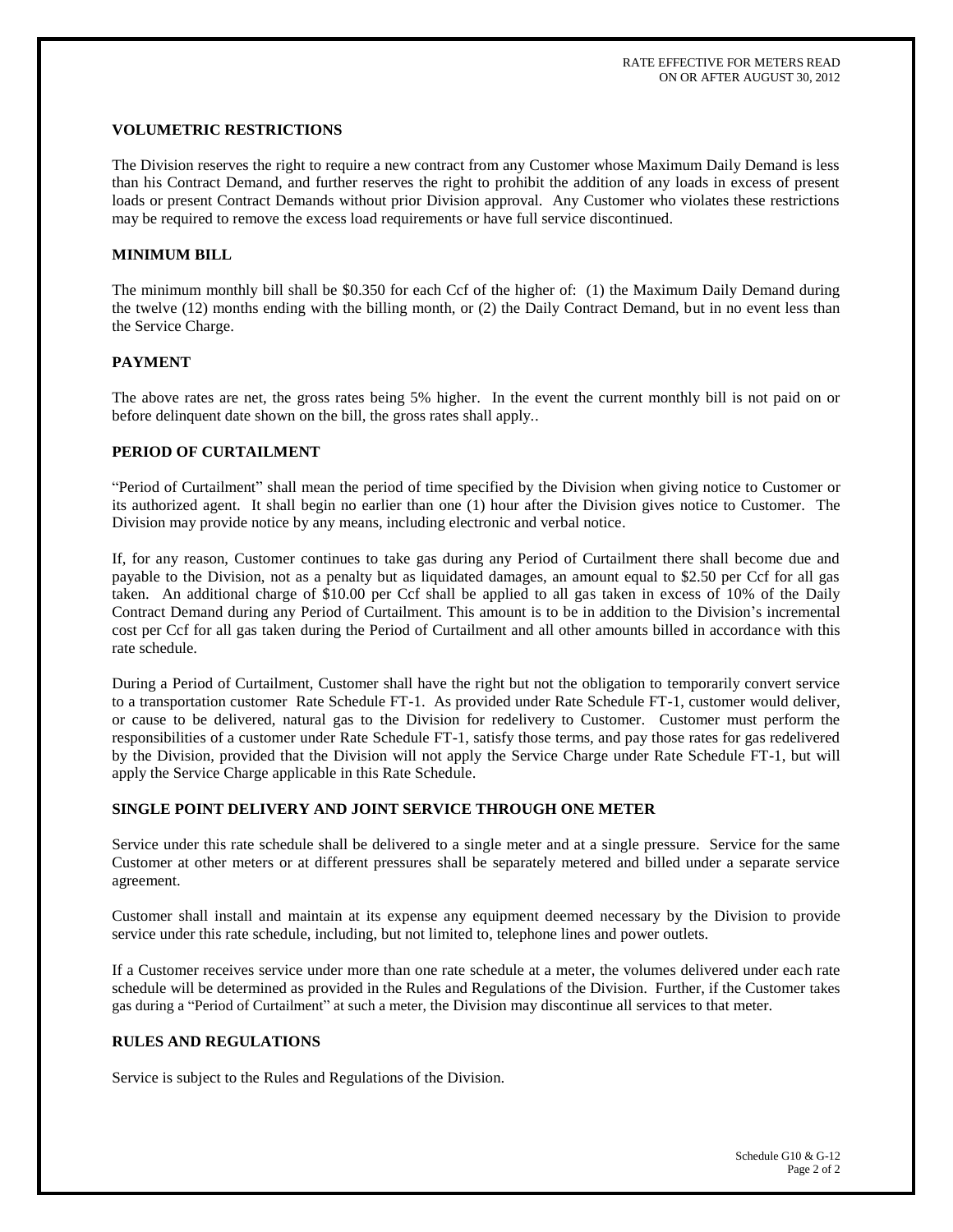## VOLUMETRIC RESTRICTIONS

The Division reserves the right to require a new contract from any Customer whose Maximum Daily Demand is less than his Contract Demand, and further reserves the right to prohibit the addition of any loads in excess of present loads or present Contract Demands without prior Division approval. Any Customer who violates these restrictions may be required to remove the excess load requirements or have full service discontinued.

## MINIMUM BILL

The minimum monthly bill shall be $0.350 for each Ccf of the higher of: (1) the Maximum Daily Demand during the twelve (12) months ending with the billing month, or (2) the Daily Contract Demand, but in no event less than the Service Charge.

## PAYMENT

The above rates are net, the gross rates being 5% higher. In the event the current monthly bill is not paid on or before delinquent date shown on the bill, the gross rates shall apply..

## PERIOD OF CURTAILMENT

"Period of Curtailment" shall mean the period of time specified by the Division when giving notice to Customer or its authorized agent. It shall begin no earlier than one (1) hour after the Division gives notice to Customer. The Division may provide notice by any means, including electronic and verbal notice.

If, for any reason, Customer continues to take gas during any Period of Curtailment there shall become due and payable to the Division, not as a penalty but as liquidated damages, an amount equal to $2.50 per Ccf for all gas taken. An additional charge of $10.00 per Ccf shall be applied to all gas taken in excess of 10% of the Daily Contract Demand during any Period of Curtailment. This amount is to be in addition to the Division's incremental cost per Ccf for all gas taken during the Period of Curtailment and all other amounts billed in accordance with this rate schedule.

During a Period of Curtailment, Customer shall have the right but not the obligation to temporarily convert service to a transportation customer Rate Schedule FT-1. As provided under Rate Schedule FT-1, customer would deliver, or cause to be delivered, natural gas to the Division for redelivery to Customer. Customer must perform the responsibilities of a customer under Rate Schedule FT-1, satisfy those terms, and pay those rates for gas redelivered by the Division, provided that the Division will not apply the Service Charge under Rate Schedule FT-1, but will apply the Service Charge applicable in this Rate Schedule.

## SINGLE POINT DELIVERY AND JOINT SERVICE THROUGH ONE METER

Service under this rate schedule shall be delivered to a single meter and at a single pressure. Service for the same Customer at other meters or at different pressures shall be separately metered and billed under a separate service agreement.

Customer shall install and maintain at its expense any equipment deemed necessary by the Division to provide service under this rate schedule, including, but not limited to, telephone lines and power outlets.

If a Customer receives service under more than one rate schedule at a meter, the volumes delivered under each rate schedule will be determined as provided in the Rules and Regulations of the Division. Further, if the Customer takes gas during a "Period of Curtailment" at such a meter, the Division may discontinue all services to that meter.

## RULES AND REGULATIONS

Service is subject to the Rules and Regulations of the Division.